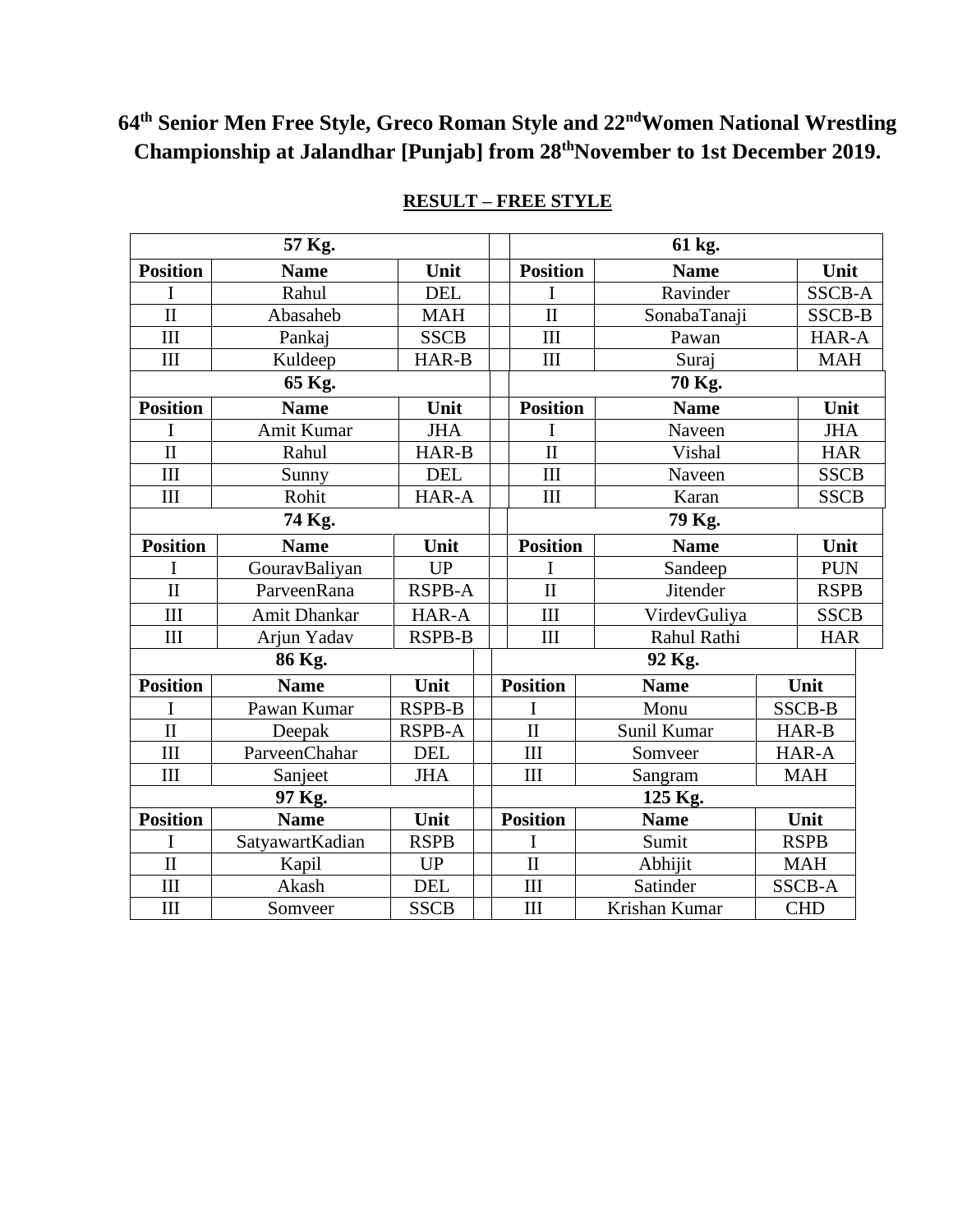# 64th Senior Men Free Style, Greco Roman Style and 22ndWomen National Wrestling Championship at Jalandhar [Punjab] from 28thNovember to 1st December 2019.

## RESULT – FREE STYLE

| 57 Kg. | | | | 61 kg. | | |
|---|---|---|---|---|---|---|
| **Position** | **Name** | **Unit** | | **Position** | **Name** | **Unit** |
| I | Rahul | DEL | | I | Ravinder | SSCB-A |
| II | Abasaheb | MAH | | II | SonabaTanaji | SSCB-B |
| III | Pankaj | SSCB | | III | Pawan | HAR-A |
| III | Kuldeep | HAR-B | | III | Suraj | MAH |
| **65 Kg.** | | | | **70 Kg.** | | |
| **Position** | **Name** | **Unit** | | **Position** | **Name** | **Unit** |
| I | Amit Kumar | JHA | | I | Naveen | JHA |
| II | Rahul | HAR-B | | II | Vishal | HAR |
| III | Sunny | DEL | | III | Naveen | SSCB |
| III | Rohit | HAR-A | | III | Karan | SSCB |
| **74 Kg.** | | | | **79 Kg.** | | |
| **Position** | **Name** | **Unit** | | **Position** | **Name** | **Unit** |
| I | GouravBaliyan | UP | | I | Sandeep | PUN |
| II | ParveenRana | RSPB-A | | II | Jitender | RSPB |
| III | Amit Dhankar | HAR-A | | III | VirdevGuliya | SSCB |
| III | Arjun Yadav | RSPB-B | | III | Rahul Rathi | HAR |
| **86 Kg.** | | | | **92 Kg.** | | |
| **Position** | **Name** | **Unit** | | **Position** | **Name** | **Unit** |
| I | Pawan Kumar | RSPB-B | | I | Monu | SSCB-B |
| II | Deepak | RSPB-A | | II | Sunil Kumar | HAR-B |
| III | ParveenChahar | DEL | | III | Somveer | HAR-A |
| III | Sanjeet | JHA | | III | Sangram | MAH |
| **97 Kg.** | | | | **125 Kg.** | | |
| **Position** | **Name** | **Unit** | | **Position** | **Name** | **Unit** |
| I | SatyawartKadian | RSPB | | I | Sumit | RSPB |
| II | Kapil | UP | | II | Abhijit | MAH |
| III | Akash | DEL | | III | Satinder | SSCB-A |
| III | Somveer | SSCB | | III | Krishan Kumar | CHD |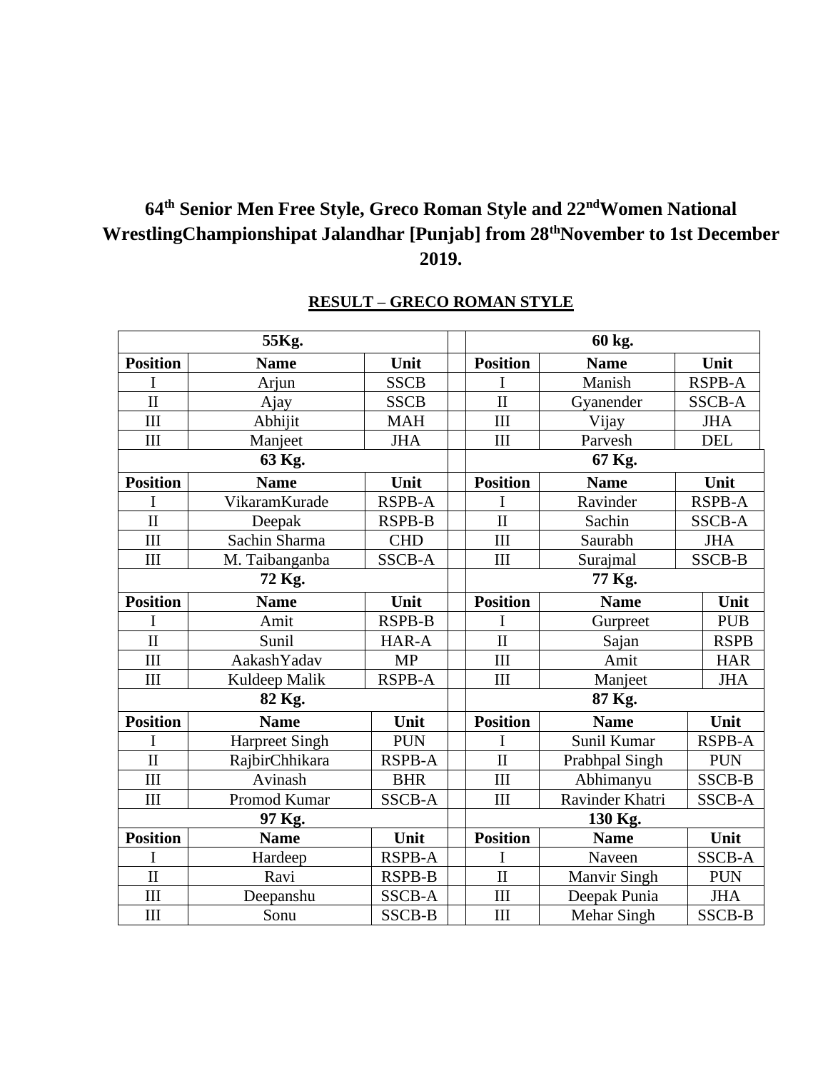# 64[th] Senior Men Free Style, Greco Roman Style and 22[nd]Women National WrestlingChampionshipat Jalandhar [Punjab] from 28[th]November to 1st December 2019.

## RESULT – GRECO ROMAN STYLE

| 55Kg. | | | | 60 kg. | | |
|---|---|---|---|---|---|---|
| **Position** | **Name** | **Unit** | | **Position** | **Name** | **Unit** |
| I | Arjun | SSCB | | I | Manish | RSPB-A |
| II | Ajay | SSCB | | II | Gyanender | SSCB-A |
| III | Abhijit | MAH | | III | Vijay | JHA |
| III | Manjeet | JHA | | III | Parvesh | DEL |
| **63 Kg.** | | | | **67 Kg.** | | |
| **Position** | **Name** | **Unit** | | **Position** | **Name** | **Unit** |
| I | VikaramKurade | RSPB-A | | I | Ravinder | RSPB-A |
| II | Deepak | RSPB-B | | II | Sachin | SSCB-A |
| III | Sachin Sharma | CHD | | III | Saurabh | JHA |
| III | M. Taibanganba | SSCB-A | | III | Surajmal | SSCB-B |
| **72 Kg.** | | | | **77 Kg.** | | |
| **Position** | **Name** | **Unit** | | **Position** | **Name** | **Unit** |
| I | Amit | RSPB-B | | I | Gurpreet | PUB |
| II | Sunil | HAR-A | | II | Sajan | RSPB |
| III | AakashYadav | MP | | III | Amit | HAR |
| III | Kuldeep Malik | RSPB-A | | III | Manjeet | JHA |
| **82 Kg.** | | | | **87 Kg.** | | |
| **Position** | **Name** | **Unit** | | **Position** | **Name** | **Unit** |
| I | Harpreet Singh | PUN | | I | Sunil Kumar | RSPB-A |
| II | RajbirChhikara | RSPB-A | | II | Prabhpal Singh | PUN |
| III | Avinash | BHR | | III | Abhimanyu | SSCB-B |
| III | Promod Kumar | SSCB-A | | III | Ravinder Khatri | SSCB-A |
| **97 Kg.** | | | | **130 Kg.** | | |
| **Position** | **Name** | **Unit** | | **Position** | **Name** | **Unit** |
| I | Hardeep | RSPB-A | | I | Naveen | SSCB-A |
| II | Ravi | RSPB-B | | II | Manvir Singh | PUN |
| III | Deepanshu | SSCB-A | | III | Deepak Punia | JHA |
| III | Sonu | SSCB-B | | III | Mehar Singh | SSCB-B |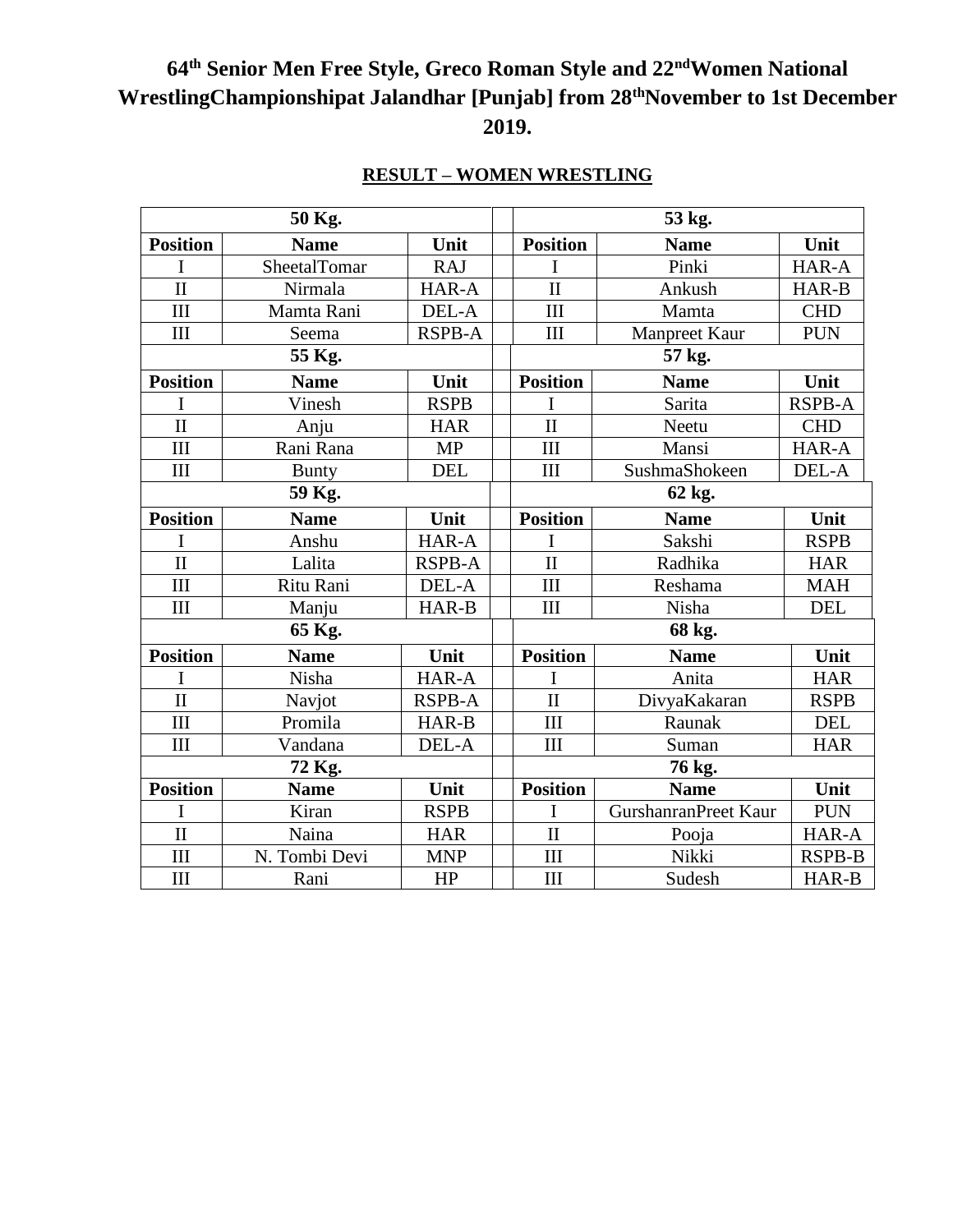# 64th Senior Men Free Style, Greco Roman Style and 22nd Women National WrestlingChampionshipat Jalandhar [Punjab] from 28th November to 1st December 2019.

## RESULT – WOMEN WRESTLING

| 50 Kg. | | | | 53 kg. | | |
|---|---|---|---|---|---|---|
| **Position** | **Name** | **Unit** | | **Position** | **Name** | **Unit** |
| I | SheetalTomar | RAJ | | I | Pinki | HAR-A |
| II | Nirmala | HAR-A | | II | Ankush | HAR-B |
| III | Mamta Rani | DEL-A | | III | Mamta | CHD |
| III | Seema | RSPB-A | | III | Manpreet Kaur | PUN |
| **55 Kg.** | | | | **57 kg.** | | |
| **Position** | **Name** | **Unit** | | **Position** | **Name** | **Unit** |
| I | Vinesh | RSPB | | I | Sarita | RSPB-A |
| II | Anju | HAR | | II | Neetu | CHD |
| III | Rani Rana | MP | | III | Mansi | HAR-A |
| III | Bunty | DEL | | III | SushmaShokeen | DEL-A |
| **59 Kg.** | | | | **62 kg.** | | |
| **Position** | **Name** | **Unit** | | **Position** | **Name** | **Unit** |
| I | Anshu | HAR-A | | I | Sakshi | RSPB |
| II | Lalita | RSPB-A | | II | Radhika | HAR |
| III | Ritu Rani | DEL-A | | III | Reshama | MAH |
| III | Manju | HAR-B | | III | Nisha | DEL |
| **65 Kg.** | | | | **68 kg.** | | |
| **Position** | **Name** | **Unit** | | **Position** | **Name** | **Unit** |
| I | Nisha | HAR-A | | I | Anita | HAR |
| II | Navjot | RSPB-A | | II | DivyaKakaran | RSPB |
| III | Promila | HAR-B | | III | Raunak | DEL |
| III | Vandana | DEL-A | | III | Suman | HAR |
| **72 Kg.** | | | | **76 kg.** | | |
| **Position** | **Name** | **Unit** | | **Position** | **Name** | **Unit** |
| I | Kiran | RSPB | | I | GurshanranPreet Kaur | PUN |
| II | Naina | HAR | | II | Pooja | HAR-A |
| III | N. Tombi Devi | MNP | | III | Nikki | RSPB-B |
| III | Rani | HP | | III | Sudesh | HAR-B |